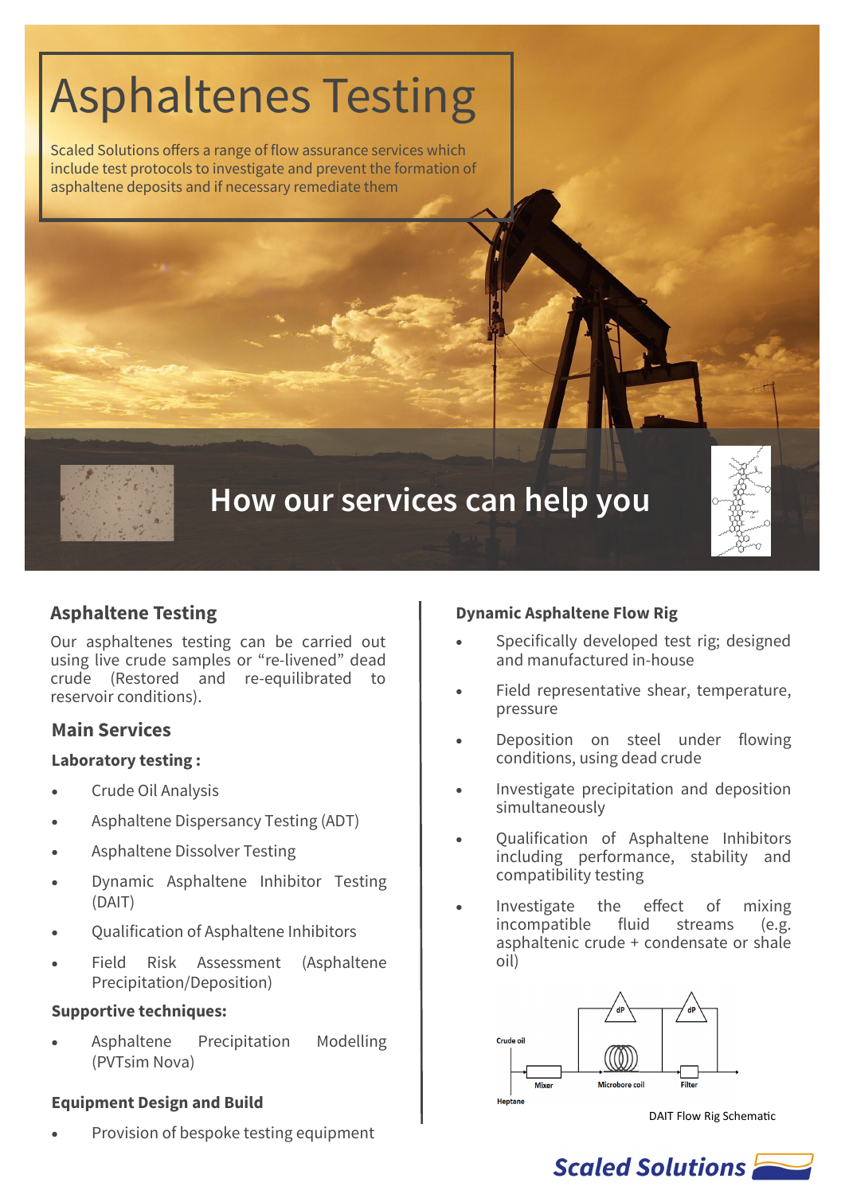# Asphaltenes Testing

Scaled Solutions offers a range of flow assurance services which include test protocols to investigate and prevent the formation of asphaltene deposits and if necessary remediate them

## How our services can help you

### Asphaltene Testing

Our asphaltenes testing can be carried out using live crude samples or "re-livened" dead crude (Restored and re-equilibrated to reservoir conditions).

### Main Services

**Laboratory testing :**

- Crude Oil Analysis
- Asphaltene Dispersancy Testing (ADT)
- Asphaltene Dissolver Testing
- Dynamic Asphaltene Inhibitor Testing (DAIT)
- Qualification of Asphaltene Inhibitors
- Field Risk Assessment (Asphaltene Precipitation/Deposition)

**Supportive techniques:**

- Asphaltene Precipitation Modelling (PVTsim Nova)

**Equipment Design and Build**

- Provision of bespoke testing equipment

### Dynamic Asphaltene Flow Rig

- Specifically developed test rig; designed and manufactured in-house
- Field representative shear, temperature, pressure
- Deposition on steel under flowing conditions, using dead crude
- Investigate precipitation and deposition simultaneously
- Qualification of Asphaltene Inhibitors including performance, stability and compatibility testing
- Investigate the effect of mixing incompatible fluid streams (e.g. asphaltenic crude + condensate or shale oil)

DAIT Flow Rig Schematic

Scaled Solutions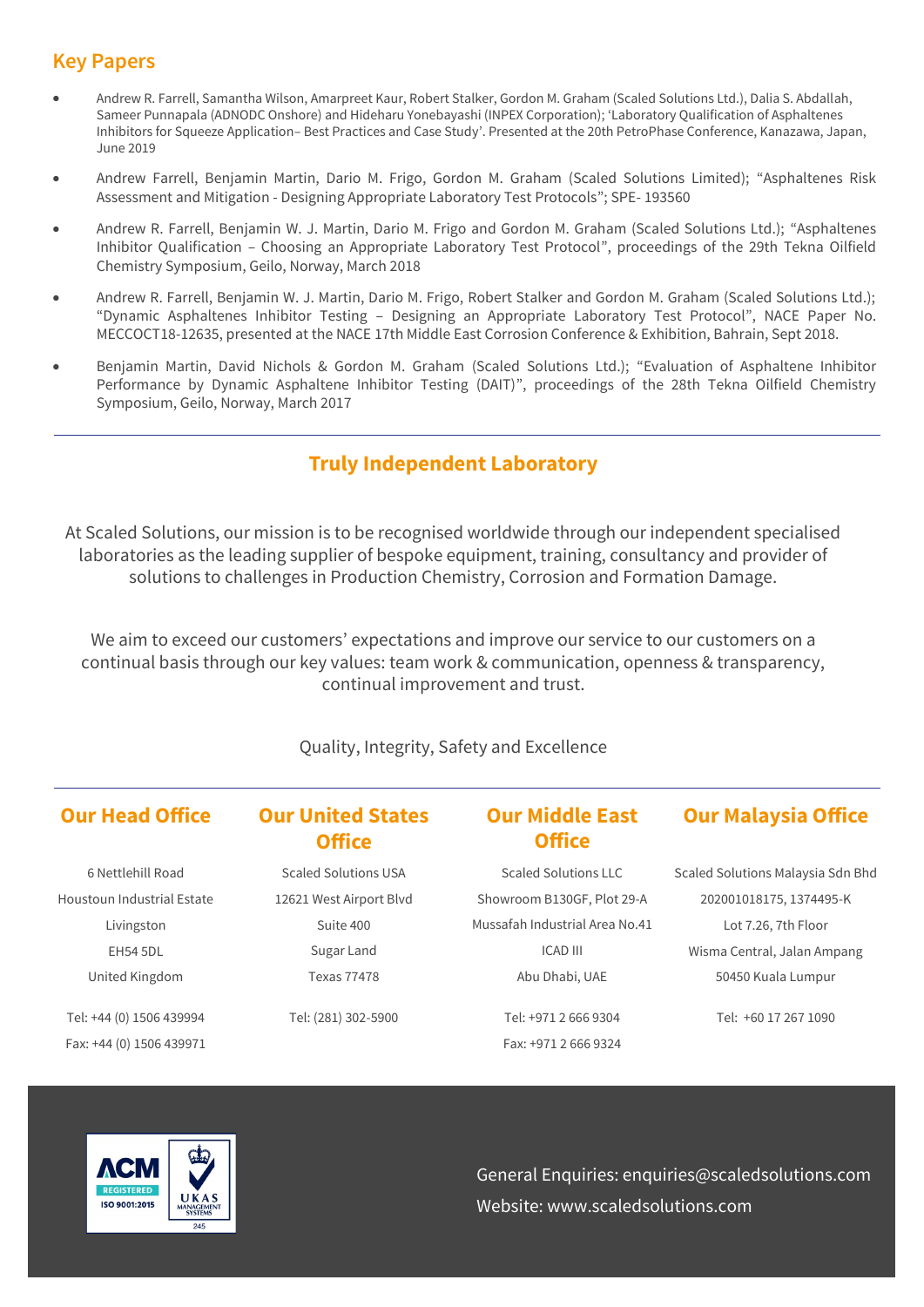## Key Papers

- Andrew R. Farrell, Samantha Wilson, Amarpreet Kaur, Robert Stalker, Gordon M. Graham (Scaled Solutions Ltd.), Dalia S. Abdallah, Sameer Punnapala (ADNODC Onshore) and Hideharu Yonebayashi (INPEX Corporation); 'Laboratory Qualification of Asphaltenes Inhibitors for Squeeze Application– Best Practices and Case Study'. Presented at the 20th PetroPhase Conference, Kanazawa, Japan, June 2019
- Andrew Farrell, Benjamin Martin, Dario M. Frigo, Gordon M. Graham (Scaled Solutions Limited); "Asphaltenes Risk Assessment and Mitigation - Designing Appropriate Laboratory Test Protocols"; SPE- 193560
- Andrew R. Farrell, Benjamin W. J. Martin, Dario M. Frigo and Gordon M. Graham (Scaled Solutions Ltd.); "Asphaltenes Inhibitor Qualification – Choosing an Appropriate Laboratory Test Protocol", proceedings of the 29th Tekna Oilfield Chemistry Symposium, Geilo, Norway, March 2018
- Andrew R. Farrell, Benjamin W. J. Martin, Dario M. Frigo, Robert Stalker and Gordon M. Graham (Scaled Solutions Ltd.); "Dynamic Asphaltenes Inhibitor Testing – Designing an Appropriate Laboratory Test Protocol", NACE Paper No. MECCOCT18-12635, presented at the NACE 17th Middle East Corrosion Conference & Exhibition, Bahrain, Sept 2018.
- Benjamin Martin, David Nichols & Gordon M. Graham (Scaled Solutions Ltd.); "Evaluation of Asphaltene Inhibitor Performance by Dynamic Asphaltene Inhibitor Testing (DAIT)", proceedings of the 28th Tekna Oilfield Chemistry Symposium, Geilo, Norway, March 2017

---

## Truly Independent Laboratory

At Scaled Solutions, our mission is to be recognised worldwide through our independent specialised laboratories as the leading supplier of bespoke equipment, training, consultancy and provider of solutions to challenges in Production Chemistry, Corrosion and Formation Damage.

We aim to exceed our customers' expectations and improve our service to our customers on a continual basis through our key values: team work & communication, openness & transparency, continual improvement and trust.

Quality, Integrity, Safety and Excellence

---

### Our Head Office

6 Nettlehill Road
Houstoun Industrial Estate
Livingston
EH54 5DL
United Kingdom

Tel: +44 (0) 1506 439994
Fax: +44 (0) 1506 439971

### Our United States Office

Scaled Solutions USA
12621 West Airport Blvd
Suite 400
Sugar Land
Texas 77478

Tel: (281) 302-5900

### Our Middle East Office

Scaled Solutions LLC
Showroom B130GF, Plot 29-A
Mussafah Industrial Area No.41
ICAD III
Abu Dhabi, UAE

Tel: +971 2 666 9304
Fax: +971 2 666 9324

### Our Malaysia Office

Scaled Solutions Malaysia Sdn Bhd
202001018175, 1374495-K
Lot 7.26, 7th Floor
Wisma Central, Jalan Ampang
50450 Kuala Lumpur

Tel: +60 17 267 1090

ACM REGISTERED ISO 9001:2015
UKAS MANAGEMENT SYSTEMS 245

General Enquiries: enquiries@scaledsolutions.com
Website: www.scaledsolutions.com